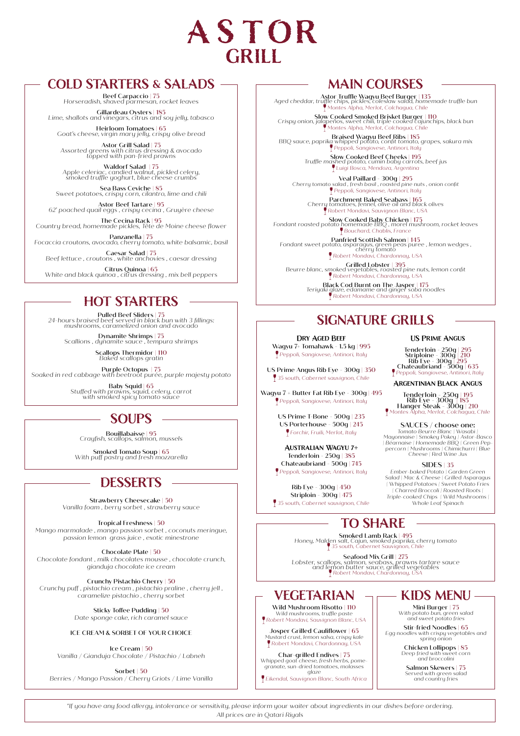# ASTOR GRILL

## COLD STARTERS & SALADS

**Beef Carpaccio** | 75
*Horseradish, shaved parmesan, rocket leaves*

**Gillardeau Oysters** | 185
*Lime, shallots and vinegars, citrus and soy jelly, tabasco*

**Heirloom Tomatoes** | 65
*Goat's cheese, virgin mary jelly, crispy olive bread*

**Astor Grill Salad** | 75
*Assorted greens with citrus dressing & avocado topped with pan-fried prawns*

**Waldorf Salad** | 75
*Apple celeriac, candied walnut, pickled celery, smoked truffle yoghurt, blue cheese crumbs*

**Sea Bass Ceviche** | 85
*Sweet potatoes, crispy corn, cilantro, lime and chili*

**Astor Beef Tartare** | 95
*62' poached quail eggs, crispy cecina, Gruyère cheese*

**The Cecina Rack** | 95
*Country bread, homemade pickles, Tête de Moine cheese flower*

**Panzanella** | 75
*Focaccia croutons, avocado, cherry tomato, white balsamic, basil*

**Caesar Salad** | 75
*Beef lettuce, croutons, white anchovies, caesar dressing*

**Citrus Quinoa** | 65
*White and black quinoa, citrus dressing, mix bell peppers*

## HOT STARTERS

**Pulled Beef Sliders** | 75
*24-hours braised beef served in black bun with 3 fillings: mushrooms, caramelized onion and avocado*

**Dynamite Shrimps** | 75
*Scallions, dynamite sauce, tempura shrimps*

**Scallops Thermidor** | 110
*Baked scallops gratin*

**Purple Octopus** | 75
*Soaked in red cabbage with beetroot purée, purple majesty potato*

**Baby Squid** | 65
*Stuffed with prawns, squid, celery, carrot with smoked spicy tomato sauce*

## SOUPS

**Bouillabaisse** | 95
*Crayfish, scallops, salmon, mussels*

**Smoked Tomato Soup** | 65
*With puff pastry and fresh mozzarella*

## DESSERTS

**Strawberry Cheesecake** | 50
*Vanilla foam, berry sorbet, strawberry sauce*

**Tropical Freshness** | 50
*Mango marmalade, mango passion sorbet, coconuts meringue, passion lemon grass juice, exotic minestrone*

**Chocolate Plate** | 50
*Chocolate fondant, milk chocolates mousse, chocolate crunch, gianduja chocolate ice cream*

**Crunchy Pistachio Cherry** | 50
*Crunchy puff, pistachio cream, pistachio praline, cherry jell, caramelize pistachio, cherry sorbet*

**Sticky Toffee Pudding** | 50
*Date sponge cake, rich caramel sauce*

ICE CREAM & SORBET OF YOUR CHOICE

**Ice Cream** | 50
*Vanilla / Gianduja Chocolate / Pistachio / Labneh*

**Sorbet** | 50
*Berries / Mango Passion / Cherry Griots / Lime Vanilla*

## MAIN COURSES

**Astor Truffle Wagyu Beef Burger** | 135
*Aged cheddar, truffle chips, pickles, coleslaw salad, homemade truffle bun*
*Montes Alpha, Merlot, Colchagua, Chile*

**Slow Cooked Smoked Brisket Burger** | 110
*Crispy onion, jalapeños, sweet chili, triple cooked cajunchips, black bun*
*Montes Alpha, Merlot, Colchagua, Chile*

**Braised Wagyu Beef Ribs** | 185
*BBQ sauce, paprika whipped potato, confit tomato, grapes, sakura mix*
*Peppoli, Sangiovese, Antinori, Italy*

**Slow Cooked Beef Cheeks** | 195
*Truffle mashed potato, cumin baby carrots, beef jus*
*Luigi Bosca, Mendoza, Argentina*

**Veal Paillard** - 300g | 295
*Cherry tomato salad, fresh basil, roasted pine nuts, onion confit*
*Peppoli, Sangiovese, Antinori, Italy*

**Parchment Baked Seabass** | 165
*Cherry tomatoes, fennel, olive oil and black olives*
*Robert Mondavi, Sauvignon Blanc, USA*

**Slow Cooked Baby Chicken** | 175
*Fondant roasted potato homemade BBQ, morel mushroom, rocket leaves*
*Bouchard, Chablis, France*

**Panfried Scottish Salmon** | 145
*Fondant sweet potato, asparagus, green peas puree, lemon wedges, cherry tomato*
*Robert Mondavi, Chardonnay, USA*

**Grilled Lobster** | 395
*Beurre blanc, smoked vegetables, roasted pine nuts, lemon confit*
*Robert Mondavi, Chardonnay, USA*

**Black Cod Burnt on The Jasper** | 175
*Teriyaki glaze, edamame and ginger soba noodles*
*Robert Mondavi, Chardonnay, USA*

## SIGNATURE GRILLS

### Dry Aged Beef

**Wagyu 7+ Tomahawk** - 1.5 kg | 995
*Peppoli, Sangiovese, Antinori, Italy*

**US Prime Angus Rib Eye** - 300g | 350
*35 south, Cabernet sauvignon, Chile*

**Wagyu 7 + Butter Fat Rib Eye** - 300g | 495
*Peppoli, Sangiovese, Antinori, Italy*

**US Prime T-Bone** - 500g | 235
**US Porterhouse** - 500g | 245
*Forchir, Fruili, Merlot, Italy*

### Australian Wagyu 7+

**Tenderloin** - 250g | 385
**Chateaubriand** - 500g | 745
*Peppoli, Sangiovese, Antinori, Italy*

**Rib Eye** - 300g | 450
**Striploin** - 300g | 475
*35 south, Cabernet sauvignon, Chile*

### US Prime Angus

**Tenderloin** - 250g | 295
**Striploine** - 300g | 210
**Rib Eye** - 300g | 295
**Chateaubriand** - 500g | 635
*Peppoli, Sangiovese, Antinori, Italy*

### Argentinian Black Angus

**Tenderloin** - 250g | 195
**Rib Eye** - 300g | 185
**Hanger Steak** - 300g | 210
*Montes Alpha, Merlot, Colchagua, Chile*

### SAUCES / choose one:

*Tomato Beurre Blanc | Wasabi | Mayonnaise | Smokey Pokey | Astor-Basco | Béarnaise | Homemade BBQ | Green Peppercorn | Mushrooms | Chimichurri | Blue Cheese | Red Wine Jus*

### SIDES | 35

*Ember-baked Potato | Garden Green Salad | Mac & Cheese | Grilled Asparagus | Whipped Potatoes | Sweet Potato Fries | Charred Broccoli | Roasted Roots | Triple-cooked Chips | Wild Mushrooms | Whole Leaf Spinach*

## TO SHARE

**Smoked Lamb Rack** | 495
*Honey, Malden salt, Cajun, smoked paprika, cherry tomato*
*35 south, Cabernet Sauvignon, Chile*

**Seafood Mix Grill** | 275
*Lobster, scallops, salmon, seabass, prawns tartare sauce and lemon butter sauce, grilled vegetables*
*Robert Mondavi, Chardonnay, USA*

## VEGETARIAN

**Wild Mushroom Risotto** | 110
*Wild mushrooms, truffle paste*
*Robert Mondavi, Sauvignon Blanc, USA*

**Josper Grilled Cauliflower** | 65
*Mustard crust, lemon salsa, crispy kale*
*Robert Mondavi, Chardonnay, USA*

**Char-grilled Endives** | 75
*Whipped goat cheese, fresh herbs, pomegranate, sun-dried tomatoes, molasses glaze*
*Eikendal, Sauvignon Blanc, South Africa*

## KIDS MENU

**Mini Burger** | 75
*With potato bun, green salad and sweet potato fries*

**Stir-fried Noodles** | 65
*Egg noodles with crispy vegetables and spring onion*

**Chicken Lollipops** | 85
*Deep fried with sweet corn and broccolini*

**Salmon Skewers** | 75
*Served with green salad and country fries*

*\*If you have any food allergy, intolerance or sensitivity, please inform your waiter about ingredients in our dishes before ordering.*
*All prices are in Qatari Riyals*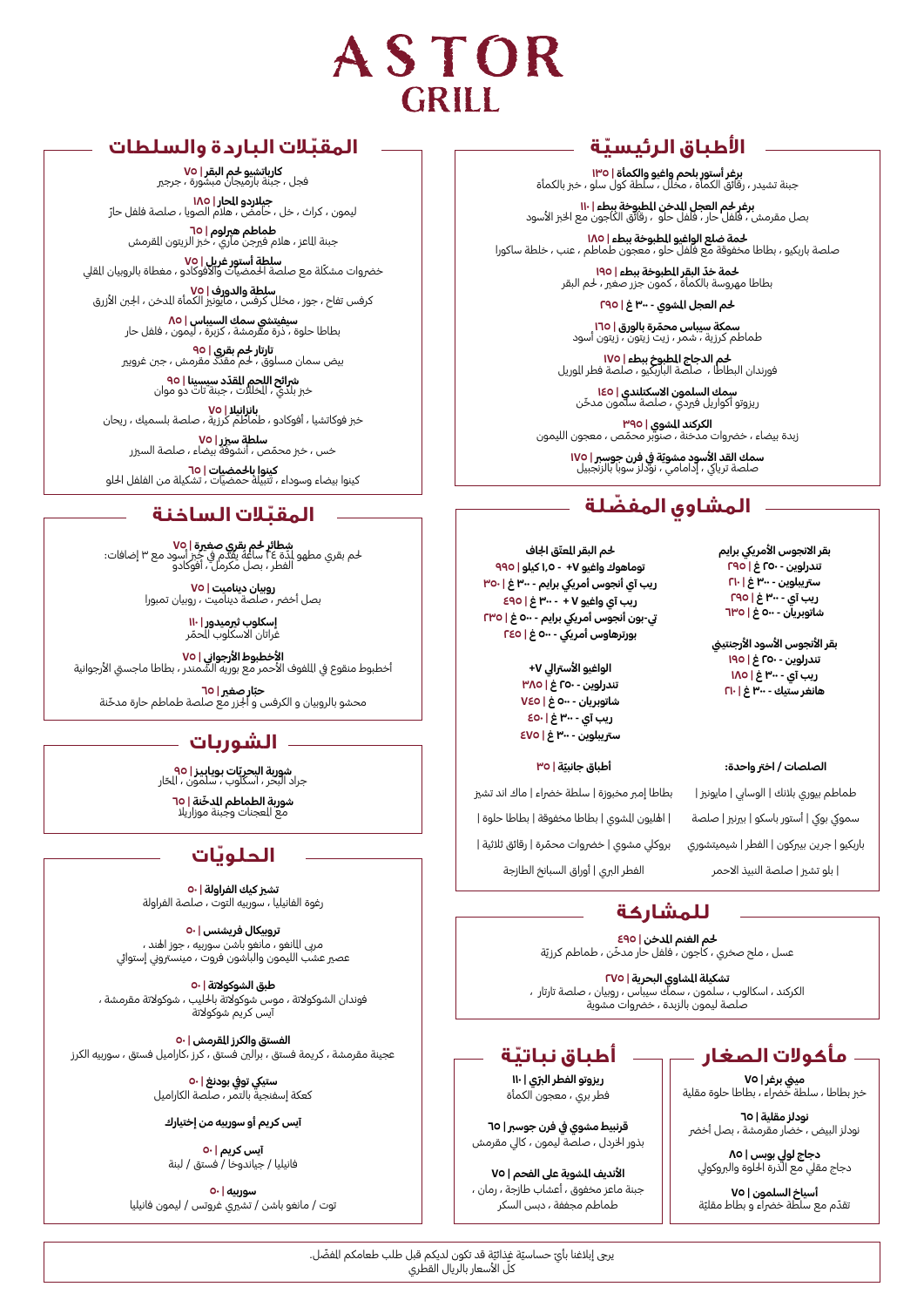# ASTOR GRILL

## الأطباق الرئيسيّة

**برغر أستور بلحم واغيو والكمأة | ١٣٥**
جبنة تشيدر ، رقائق الكمأة ، مخلل ، سلطة كول سلو ، خبز بالكمأة

**برغر لحم العجل المطبوخة ببطء | ١١٠**
بصل مقرمش ، فلفل حار ، فلفل حلو ، رقائق الكاجون مع الخبز الأسود

**لحمة ضلع الواغيو المطبوخة ببطء | ١٨٥**
صلصة باربكيو ، بطاطا مخفوقة مع فلفل حلو ، معجون طماطم ، عنب ، خلطة ساكورا

**لحمة خد البقر المطبوخة ببطء | ١٩٥**
بطاطا مهروسة بالكمأة ، كمون جزر صغير ، لحم البقر

**لحم العجل المشوي - ٣٠٠ غ | ٢٩٥**

**سمكة سيباس محمّرة بالورق | ١٦٥**
طماطم كرزية ، شمر ، زيت زيتون ، زيتون أسود

**لحم الدجاج المطبوخ ببطء | ١٧٥**
فوندان البطاطا ، صلصة الباربكيو ، صلصة فطر الموريل

**سمك السلمون الاسكتلندي | ١٤٥**
ريزوتو أكواريل فيردي ، صلصة سلمون مدخّن

**الكركند المشوي | ٣٩٥**
زبدة بيضاء ، خضروات مدخنة ، صنوبر محمّص ، معجون الليمون

**سمك القد الأسود مشويّة في فرن جوسبر | ١٧٥**
صلصة ترياكي ، إدامامي ، نودلز سوبا بالزنجبيل

## المشاوي المفضّلة

**بقر الانجوس الأمريكي برايم**
تندرلوين - ٢٥٠ غ | ٢٩٥
ستريبلوين - ٣٠٠ غ | ٢١٠
ريب آي - ٣٠٠ غ | ٢٩٥
شاتوبريان - ٥٠٠ غ | ٦٣٥

**بقر الأنجوس الأسود الأرجنتيني**
تندرلوين - ٢٥٠ غ | ١٩٥
ريب آي - ٣٠٠ غ | ١٨٥
هانغر ستيك - ٣٠٠ غ | ٢١٠

**لحم البقر المعتّق الجاف**
توماهوك واغيو ٧+ - ١،٥ كيلو | ٩٩٥
ريب آي أنجوس أمريكي برايم - ٣٠٠ غ | ٣٥٠
ريب آي واغيو ٧ + - ٣٠٠ غ | ٤٩٥
تي-بون أنجوس أمريكي برايم - ٥٠٠ غ | ٢٣٥
بورترهاوس أمريكي - ٥٠٠ غ | ٢٤٥

**الواغيو الأسترالي ٧+**
تندرلوين - ٢٥٠ غ | ٣٨٥
شاتوبريان - ٥٠٠ غ | ٧٤٥
ريب آي - ٣٠٠ غ | ٤٥٠
ستريبلوين - ٣٠٠ غ | ٤٧٥

**الصلصات / اختر واحدة:**
طماطم بيوري بلانك | الوسابي | مايونيز | سموكي بوكي | أستور باسكو | بيرنيز | صلصة باربكيو | جرين بيبركون | الفطر | شيميتشوري | بلو تشيز | صلصة النبيذ الاحمر

**أطباق جانبيّة | ٣٥**
بطاطا إمبر مخبوزة | سلطة خضراء | ماك اند تشيز | الهليون المشوي | بطاطا مخفوقة | بطاطا حلوة | بروكلي مشوي | خضروات محمّرة | رقائق ثلاثية | الفطر البري | أوراق السبانخ الطازجة

## للمشاركة

**لحم الغنم المدخن | ٤٩٥**
عسل ، ملح صخري ، كاجون ، فلفل حار مدخّن ، طماطم كرزيّة

**تشكيلة المشاوي البحرية | ٢٧٥**
الكركند ، اسكالوب ، سلمون ، سمك سيباس ، روبيان ، صلصة تارتار ، صلصة ليمون بالزبدة ، خضروات مشوية

## مأكولات الصغار

**ميني برغر | ٧٥**
خبز بطاطا ، سلطة خضراء ، بطاطا حلوة مقلية

**نودلز مقلية | ٦٥**
نودلز البيض ، خضار مقرمشة ، بصل أخضر

**دجاج لولي بوبس | ٨٥**
دجاج مقلي مع الذرة الحلوة والبروكولي

**أسياخ السلمون | ٧٥**
تقدّم مع سلطة خضراء و بطاط مقليّة

## أطباق نباتيّة

**ريزوتو الفطر البرّي | ١١٠**
فطر بري ، معجون الكمأة

**قرنبيط مشوي في فرن جوسبر | ٦٥**
بذور الخردل ، صلصة ليمون ، كالي مقرمش

**الأنديف المشوية على الفحم | ٧٥**
جبنة ماعز مخفوق ، أعشاب طازجة ، رمان ، طماطم مجففة ، دبس السكر

## المقبّلات الباردة والسلطات

**كارباتشيو لحم البقر | ٧٥**
فجل ، جبنة بارميجان مبشورة ، جرجير

**جيليردو المحار | ١٨٥**
ليمون ، كراث ، خل ، حامض ، هلام الصويا ، صلصة فلفل حارّ

**طماطم هيرلوم | ٦٥**
جبنة الماعز ، هلام فيرجن ماري ، خبز الزيتون المقرمش

**سلطة أستور غريل | ٧٥**
خضروات مشكّلة مع صلصة الحمضيّات والأفوكادو ، مغطاة بالروبيان المقلي

**سلطة والدورف | ٧٥**
كرفس تفاح ، جوز ، مخلل كرفس ، مايونيز الكمأة المدخن ، الجبن الأزرق

**سيفيتشي سمك السيباس | ٨٥**
بطاطا حلوة ، ذرة مقرمشة ، كزبرة ، ليمون ، فلفل حار

**تارتار لحم بقري | ٩٥**
بيض سمان مسلوق ، لحم مقدّد مقرمش ، جبن غروير

**شرائح اللحم المقدّد سيسينا | ٩٥**
خبز بلدي ، المخللات ، جبنة تات دو موان

**بانزانيلا | ٧٥**
خبز فوكاتشيا ، أفوكادو ، طماطم كرزية ، صلصة بلسميك ، ريحان

**سلطة سيزر | ٧٥**
خس ، خبز محمّص ، أنشوفة بيضاء ، صلصة السيزر

**كينوا بالحمضيات | ٦٥**
كينوا بيضاء وسوداء ، تتبيلة حمضيّات ، تشكيلة من الفلفل الحلو

## المقبّلات الساخنة

**شطائر لحم بقري صغيرة | ٧٥**
لحم بقري مطهو لمدة ٢٤ ساعة يقدّم في خبز أسود مع ٣ إضافات: الفطر ، بصل مكرمل ، أفوكادو

**روبيان ديناميت | ٧٥**
بصل أخضر ، صلصة ديناميت ، روبيان تمبورا

**إسكلوب ثرميدور | ١١٠**
غراتان الاسكلوب المحمّر

**الأخطبوط الأرجواني | ٧٥**
أخطبوط منقوع في الملفوف الأحمر مع بوريه الشمندر ، بطاطا ماجسيتي الأرجوانية

**حبّار صغير | ٦٥**
محشو بالروبيان و الكرفس و الجزر مع صلصة طماطم حارة مدخّنة

## الشوربات

**شوربة البحريّات بوبايبز | ٩٥**
جراد البحر ، أسكالوب ، سلمون ، المحار

**شوربة الطماطم المدخّنة | ٦٥**
مع المعجنات وجبنة موزاريلا

## الحلويّات

**تشيز كيك الفراولة | ٥٠**
رغوة الفانيليا ، سوربيه التوت ، صلصة الفراولة

**تروبيكال فريشنس | ٥٠**
مربى المانغو ، مانغو باشن سوربيه ، جوز الهند ، عصير عشب الليمون والباشون فروت ، مينستروني إستوائي

**طبق الشوكولاتة | ٥٠**
فوندان الشوكولاتة ، موس شوكولاتة بالحليب ، شوكولاتة مقرمشة ، آيس كريم شوكولاتة

**الفستق والكرز المقرمش | ٥٠**
عجينة مقرمشة ، كريمة فستق ، برالين فستق ، كرز ،كاراميل فستق ، سوربيه الكرز

**ستيكي توفي بودنغ | ٥٠**
كعكة إسفنجية بالتمر ، صلصة الكاراميل

**آيس كريم أو سوربيه من إختيارك**

**آيس كريم | ٥٠**
فانيليا / جياندوجا / فستق / لبنة

**سوربيه | ٥٠**
توت / مانغو باشن / تشيري غروتس / ليمون فانيليا

---

يرجى إبلاغنا بأيّ حساسيّة غذائيّة قد تكون لديكم قبل طلب طعامكم المفضّل.
كلّ الأسعار بالريال القطري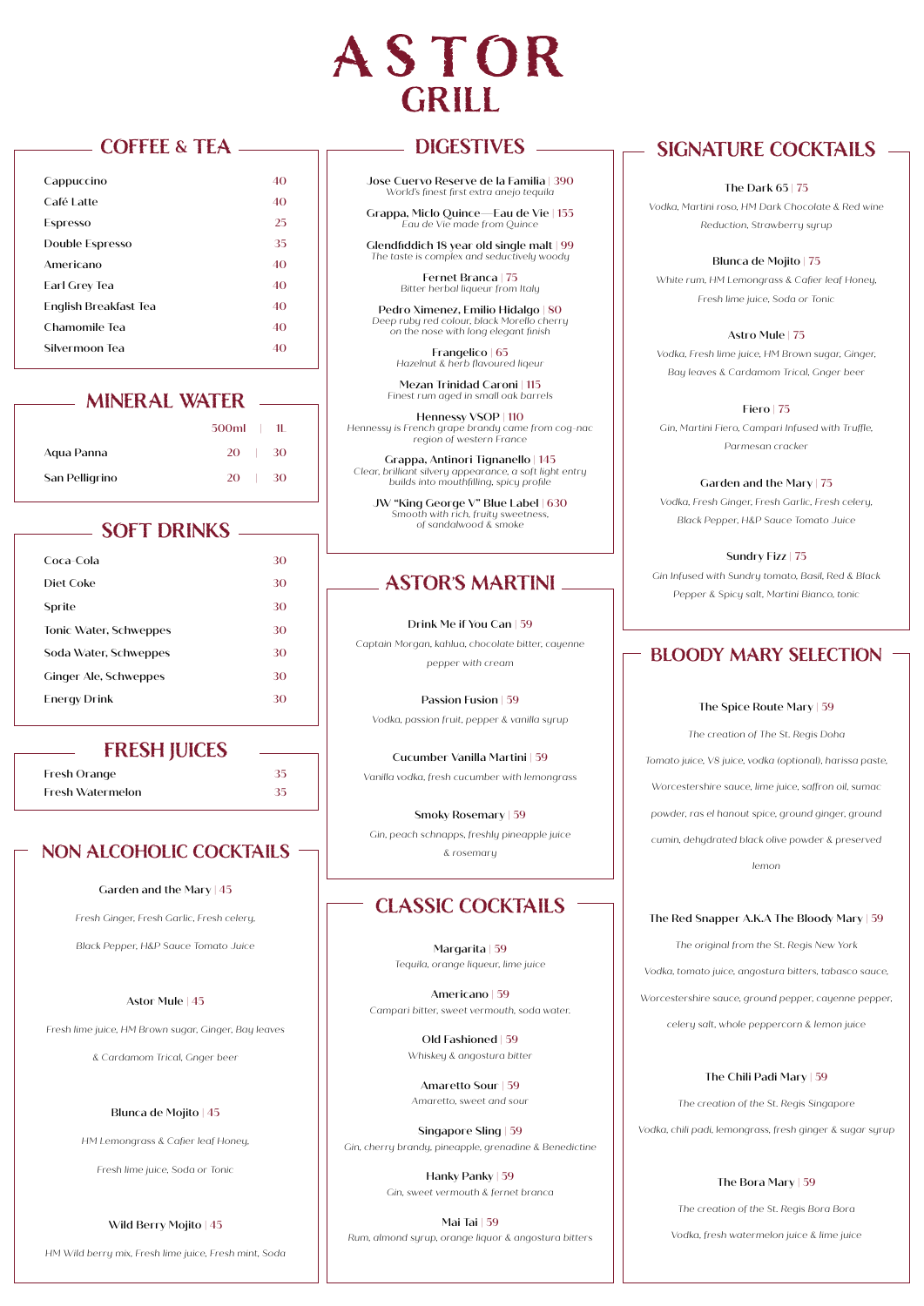# ASTOR GRILL

## COFFEE & TEA

| Item | Price |
|---|---|
| Cappuccino | 40 |
| Café Latte | 40 |
| Espresso | 25 |
| Double Espresso | 35 |
| Americano | 40 |
| Earl Grey Tea | 40 |
| English Breakfast Tea | 40 |
| Chamomile Tea | 40 |
| Silvermoon Tea | 40 |

## MINERAL WATER

| | 500ml | 1L |
|---|---|---|
| Aqua Panna | 20 | 30 |
| San Pelligrino | 20 | 30 |

## SOFT DRINKS

| Item | Price |
|---|---|
| Coca-Cola | 30 |
| Diet Coke | 30 |
| Sprite | 30 |
| Tonic Water, Schweppes | 30 |
| Soda Water, Schweppes | 30 |
| Ginger Ale, Schweppes | 30 |
| Energy Drink | 30 |

## FRESH JUICES

| Item | Price |
|---|---|
| Fresh Orange | 35 |
| Fresh Watermelon | 35 |

## NON ALCOHOLIC COCKTAILS

**Garden and the Mary** | 45
*Fresh Ginger, Fresh Garlic, Fresh celery, Black Pepper, H&P Sauce Tomato Juice*

**Astor Mule** | 45
*Fresh lime juice, HM Brown sugar, Ginger, Bay leaves & Cardamom Trical, Gnger beer*

**Blunca de Mojito** | 45
*HM Lemongrass & Cafier leaf Honey, Fresh lime juice, Soda or Tonic*

**Wild Berry Mojito** | 45
*HM Wild berry mix, Fresh lime juice, Fresh mint, Soda*

## DIGESTIVES

**Jose Cuervo Reserve de la Familia** | 390
*World's finest first extra anejo tequila*

**Grappa, Miclo Quince—Eau de Vie** | 155
*Eau de Vie made from Quince*

**Glendfiddich 18 year old single malt** | 99
*The taste is complex and seductively woody*

**Fernet Branca** | 75
*Bitter herbal liqueur from Italy*

**Pedro Ximenez, Emilio Hidalgo** | 80
*Deep ruby red colour, black Morello cherry on the nose with long elegant finish*

**Frangelico** | 65
*Hazelnut & herb flavoured liqeur*

**Mezan Trinidad Caroni** | 115
*Finest rum aged in small oak barrels*

**Hennessy VSOP** | 110
*Hennessy is French grape brandy came from cog-nac region of western France*

**Grappa, Antinori Tignanello** | 145
*Clear, brilliant silvery appearance, a soft light entry builds into mouthfilling, spicy profile*

**JW "King George V" Blue Label** | 630
*Smooth with rich, fruity sweetness, of sandalwood & smoke*

## ASTOR'S MARTINI

**Drink Me if You Can** | 59
*Captain Morgan, kahlua, chocolate bitter, cayenne pepper with cream*

**Passion Fusion** | 59
*Vodka, passion fruit, pepper & vanilla syrup*

**Cucumber Vanilla Martini** | 59
*Vanilla vodka, fresh cucumber with lemongrass*

**Smoky Rosemary** | 59
*Gin, peach schnapps, freshly pineapple juice & rosemary*

## CLASSIC COCKTAILS

**Margarita** | 59
*Tequila, orange liqueur, lime juice*

**Americano** | 59
*Campari bitter, sweet vermouth, soda water.*

**Old Fashioned** | 59
*Whiskey & angostura bitter*

**Amaretto Sour** | 59
*Amaretto, sweet and sour*

**Singapore Sling** | 59
*Gin, cherry brandy, pineapple, grenadine & Benedictine*

**Hanky Panky** | 59
*Gin, sweet vermouth & fernet branca*

**Mai Tai** | 59
*Rum, almond syrup, orange liquor & angostura bitters*

## SIGNATURE COCKTAILS

**The Dark 65** | 75
*Vodka, Martini roso, HM Dark Chocolate & Red wine Reduction, Strawberry syrup*

**Blunca de Mojito** | 75
*White rum, HM Lemongrass & Cafier leaf Honey, Fresh lime juice, Soda or Tonic*

**Astro Mule** | 75
*Vodka, Fresh lime juice, HM Brown sugar, Ginger, Bay leaves & Cardamom Trical, Gnger beer*

**Fiero** | 75
*Gin, Martini Fiero, Campari Infused with Truffle, Parmesan cracker*

**Garden and the Mary** | 75
*Vodka, Fresh Ginger, Fresh Garlic, Fresh celery, Black Pepper, H&P Sauce Tomato Juice*

**Sundry Fizz** | 75
*Gin Infused with Sundry tomato, Basil, Red & Black Pepper & Spicy salt, Martini Bianco, tonic*

## BLOODY MARY SELECTION

**The Spice Route Mary** | 59
*The creation of The St. Regis Doha*
*Tomato juice, V8 juice, vodka (optional), harissa paste, Worcestershire sauce, lime juice, saffron oil, sumac powder, ras el hanout spice, ground ginger, ground cumin, dehydrated black olive powder & preserved lemon*

**The Red Snapper A.K.A The Bloody Mary** | 59
*The original from the St. Regis New York*
*Vodka, tomato juice, angostura bitters, tabasco sauce, Worcestershire sauce, ground pepper, cayenne pepper, celery salt, whole peppercorn & lemon juice*

**The Chili Padi Mary** | 59
*The creation of the St. Regis Singapore*
*Vodka, chili padi, lemongrass, fresh ginger & sugar syrup*

**The Bora Mary** | 59
*The creation of the St. Regis Bora Bora*
*Vodka, fresh watermelon juice & lime juice*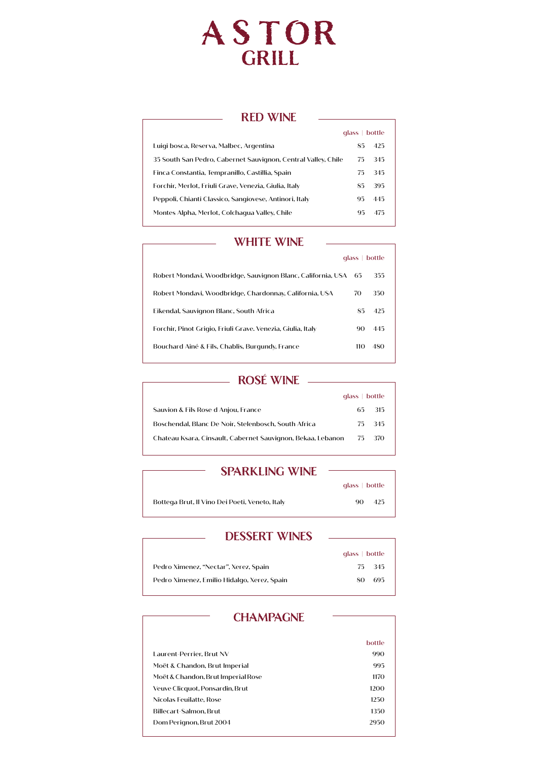# ASTOR GRILL

## RED WINE

| | glass | bottle |
|---|---|---|
| Luigi bosca, Reserva, Malbec, Argentina | 85 | 425 |
| 35 South San Pedro, Cabernet Sauvignon, Central Valley, Chile | 75 | 345 |
| Finca Constantia, Tempranillo, Castillia, Spain | 75 | 345 |
| Forchir, Merlot, Friuli Grave, Venezia, Giulia, Italy | 85 | 395 |
| Peppoli, Chianti Classico, Sangiovese, Antinori, Italy | 95 | 445 |
| Montes Alpha, Merlot, Colchagua Valley, Chile | 95 | 475 |

## WHITE WINE

| | glass | bottle |
|---|---|---|
| Robert Mondavi, Woodbridge, Sauvignon Blanc, California, USA | 65 | 355 |
| Robert Mondavi, Woodbridge, Chardonnay, California, USA | 70 | 350 |
| Eikendal, Sauvignon Blanc, South Africa | 85 | 425 |
| Forchir, Pinot Grigio, Friuli Grave. Venezia, Giulia, Italy | 90 | 445 |
| Bouchard Ainé & Fils, Chablis, Burgundy, France | 110 | 480 |

## ROSÉ WINE

| | glass | bottle |
|---|---|---|
| Sauvion & Fils Rose d Anjou, France | 65 | 315 |
| Boschendal, Blanc De Noir, Stelenbosch, South Africa | 75 | 345 |
| Chateau Ksara, Cinsault, Cabernet Sauvignon, Bekaa, Lebanon | 75 | 370 |

## SPARKLING WINE

| | glass | bottle |
|---|---|---|
| Bottega Brut, Il Vino Dei Poeti, Veneto, Italy | 90 | 425 |

## DESSERT WINES

| | glass | bottle |
|---|---|---|
| Pedro Ximenez, "Nectar", Xerez, Spain | 75 | 345 |
| Pedro Ximenez, Emilio Hidalgo, Xerez, Spain | 80 | 695 |

## CHAMPAGNE

| | bottle |
|---|---|
| Laurent-Perrier, Brut NV | 990 |
| Moët & Chandon, Brut Imperial | 995 |
| Moët & Chandon, Brut Imperial Rose | 1170 |
| Veuve Clicquot, Ponsardin, Brut | 1200 |
| Nicolas Feuilatte, Rose | 1250 |
| Billecart-Salmon, Brut | 1350 |
| Dom Perignon, Brut 2004 | 2950 |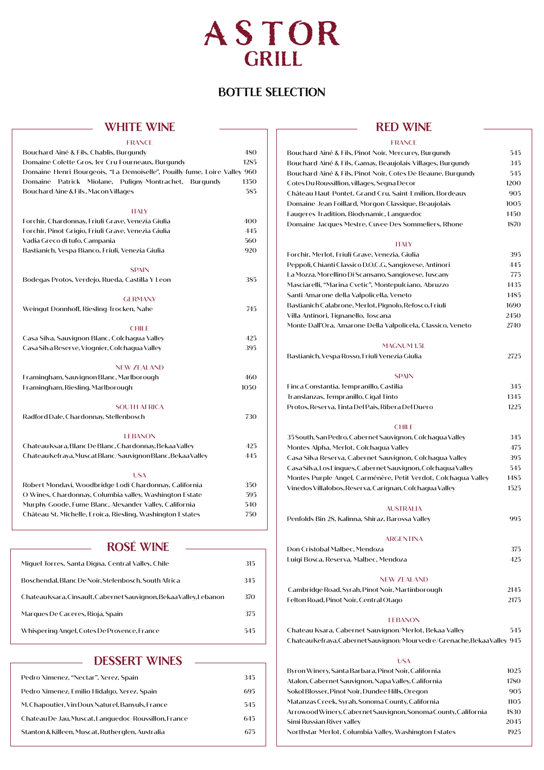# ASTOR GRILL

## BOTTLE SELECTION

## WHITE WINE

### FRANCE

| Wine | Price |
|---|---|
| Bouchard Ainé & Fils, Chablis, Burgundy | 480 |
| Domaine Colette Gros, 1er Cru Fourneaux, Burgundy | 1285 |
| Domaine Henri Bourgeois, "La Demoiselle", Pouilly-fume, Loire Valley | 960 |
| Domaine Patrick Miolane, Puligny-Montrachet, Burgundy | 1350 |
| Bouchard Aine & Fils, Macon Villages | 585 |

### ITALY

| Wine | Price |
|---|---|
| Forchir, Chardonnay, Friuli Grave, Venezia Giulia | 400 |
| Forchir, Pinot Grigio, Friuli Grave, Venezia Giulia | 445 |
| Vadia Greco di tufo, Campania | 560 |
| Bastianich, Vespa Bianco, Friuli, Venezia Giulia | 920 |

### SPAIN

| Wine | Price |
|---|---|
| Bodegas Protos, Verdejo, Rueda, Castilla Y Leon | 385 |

### GERMANY

| Wine | Price |
|---|---|
| Weingut Donnhoff, Riesling-Trocken, Nahe | 745 |

### CHILE

| Wine | Price |
|---|---|
| Casa Silva, Sauvignon Blanc, Colchagua Valley | 425 |
| Casa Silva Reserve, Viognier, Colchagua Valley | 395 |

### NEW ZEALAND

| Wine | Price |
|---|---|
| Framingham, Sauvignon Blanc, Marlborough | 460 |
| Framingham, Riesling, Marlborough | 1050 |

### SOUTH AFRICA

| Wine | Price |
|---|---|
| Radford Dale, Chardonnay, Stellenbosch | 730 |

### LEBANON

| Wine | Price |
|---|---|
| Chateau Ksara, Blanc De Blanc, Chardonnay, Bekaa Valley | 425 |
| Chateau Kefraya, Muscat Blanc/Sauvignon Blanc, Bekaa Valley | 445 |

### USA

| Wine | Price |
|---|---|
| Robert Mondavi, Woodbridge Lodi Chardonnay, California | 350 |
| O Wines, Chardonnay, Columbia valley, Washington Estate | 595 |
| Murphy Goode, Fume Blanc, Alexander Valley, California | 540 |
| Château St. Michelle, Eroica, Riesling, Washington Estates | 750 |

## ROSÉ WINE

| Wine | Price |
|---|---|
| Miguel Torres, Santa Digna, Central Valley, Chile | 315 |
| Boschendal, Blanc De Noir, Stelenbosch, South Africa | 345 |
| Chateau Ksara, Cinsault, Cabernet Sauvignon, Bekaa Valley, Lebanon | 370 |
| Marques De Caceres, Rioja, Spain | 375 |
| Whispering Angel, Cotes De Provence, France | 545 |

## DESSERT WINES

| Wine | Price |
|---|---|
| Pedro Ximenez, "Nectar", Xerez, Spain | 345 |
| Pedro Ximenez, Emilio Hidalgo, Xerez, Spain | 695 |
| M. Chapoutier, Vin Doux Naturel, Banyuls, France | 545 |
| Chateau De Jau, Muscat, Languedoc-Roussillon, France | 645 |
| Stanton & Killeen, Muscat, Rutherglen, Australia | 675 |

## RED WINE

### FRANCE

| Wine | Price |
|---|---|
| Bouchard Ainé & Fils, Pinot Noir, Mercurey, Burgundy | 545 |
| Bouchard Ainé & Fils, Gamay, Beaujolais-Villages, Burgundy | 345 |
| Bouchard Ainé & Fils, Pinot Noir, Cotes De Beaune, Burgundy | 545 |
| Cotes Du Roussillion, villages, Segna Decor | 1200 |
| Château Haut-Pontet, Grand Cru, Saint-Emilion, Bordeaux | 905 |
| Domaine Jean Foillard, Morgon Classique, Beaujolais | 1005 |
| Faugeres Tradition, Biodynamic, Languedoc | 1450 |
| Domaine Jacques Mestre, Cuvee Des Sommeliers, Rhone | 1870 |

### ITALY

| Wine | Price |
|---|---|
| Forchir, Merlot, Friuli Grave, Venezia, Giulia | 395 |
| Peppoli, Chianti Classico D.O.C.G, Sangiovese, Antinori | 445 |
| La Mozza, Morellino Di Scansano, Sangiovese, Tuscany | 775 |
| Masciarelli, "Marina Cvetic", Montepulciano, Abruzzo | 1435 |
| Santi Amarone della Valpolicella, Veneto | 1485 |
| Bastianich Calabrone, Merlot, Pignolo, Refosco, Friuli | 1690 |
| Villa Antinori, Tignanello, Toscana | 2450 |
| Monte Dall'Ora, Amarone Della Valpolicela, Classico, Veneto | 2740 |

### MAGNUM 1.5L

| Wine | Price |
|---|---|
| Bastianich, Vespa Rosso, Friuli Venezia Giulia | 2725 |

### SPAIN

| Wine | Price |
|---|---|
| Finca Constantia, Tempranillo, Castilia | 345 |
| Translanzas, Tempranillo, Cigal Tinto | 1345 |
| Protos, Reserva, Tinta Del Pais, Ribera Del Duero | 1225 |

### CHILE

| Wine | Price |
|---|---|
| 35 South, San Pedro, Cabernet Sauvignon, Colchagua Valley | 345 |
| Montes Alpha, Merlot, Colchagua Valley | 475 |
| Casa Silva Reserva, Cabernet Sauvignon, Colchagua Valley | 395 |
| Casa Silva, Los Lingues, Cabernet Sauvignon, Colchagua Valley | 545 |
| Montes Purple Angel, Carménère, Petit Verdot, Colchagua Valley | 1485 |
| Vinedos Villalobos, Reserva, Carignan, Colchagua Valley | 1525 |

### AUSTRALIA

| Wine | Price |
|---|---|
| Penfolds Bin 28, Kalinna, Shiraz, Barossa Valley | 995 |

### ARGENTINA

| Wine | Price |
|---|---|
| Don Cristobal Malbec, Mendoza | 375 |
| Luigi Bosca, Reserva, Malbec, Mendoza | 425 |

### NEW ZEALAND

| Wine | Price |
|---|---|
| Cambridge Road, Syrah, Pinot Noir, Martinborough | 2145 |
| Felton Road, Pinot Noir, Central Otago | 2175 |

### LEBANON

| Wine | Price |
|---|---|
| Chateau Ksara, Cabernet Sauvignon/Merlot, Bekaa Valley | 545 |
| Chateau Kefraya, Cabernet Sauvignon/Mourvedre/Grenache, Bekaa Valley | 945 |

### USA

| Wine | Price |
|---|---|
| Byron Winery, Santa Barbara, Pinot Noir, California | 1025 |
| Atalon, Cabernet Sauvignon, Napa Valley, California | 1780 |
| Sokol Blosser, Pinot Noir, Dundee Hills, Oregon | 905 |
| Matanzas Creek, Syrah, Sonoma County, California | 1105 |
| Arrowood Winery, Cabernet Sauvignon, Sonoma County, California | 1830 |
| Simi Russian River valley | 2045 |
| Northstar Merlot, Columbia Valley, Washington Estates | 1925 |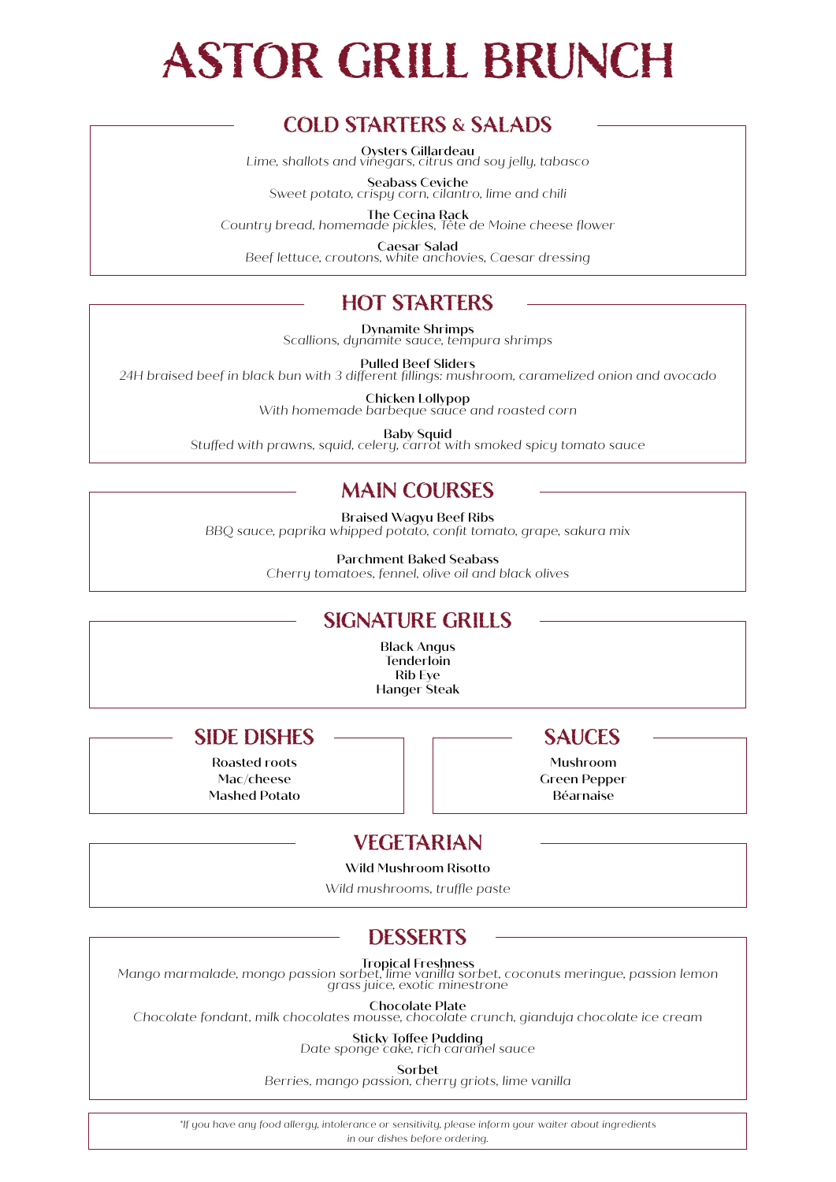# ASTOR GRILL BRUNCH

## COLD STARTERS & SALADS

**Oysters Gillardeau**
*Lime, shallots and vinegars, citrus and soy jelly, tabasco*

**Seabass Ceviche**
*Sweet potato, crispy corn, cilantro, lime and chili*

**The Cecina Rack**
*Country bread, homemade pickles, Tête de Moine cheese flower*

**Caesar Salad**
*Beef lettuce, croutons, white anchovies, Caesar dressing*

## HOT STARTERS

**Dynamite Shrimps**
*Scallions, dynamite sauce, tempura shrimps*

**Pulled Beef Sliders**
*24H braised beef in black bun with 3 different fillings: mushroom, caramelized onion and avocado*

**Chicken Lollypop**
*With homemade barbeque sauce and roasted corn*

**Baby Squid**
*Stuffed with prawns, squid, celery, carrot with smoked spicy tomato sauce*

## MAIN COURSES

**Braised Wagyu Beef Ribs**
*BBQ sauce, paprika whipped potato, confit tomato, grape, sakura mix*

**Parchment Baked Seabass**
*Cherry tomatoes, fennel, olive oil and black olives*

## SIGNATURE GRILLS

**Black Angus**
**Tenderloin**
**Rib Eye**
**Hanger Steak**

## SIDE DISHES

Roasted roots
Mac/cheese
Mashed Potato

## SAUCES

Mushroom
Green Pepper
Béarnaise

## VEGETARIAN

**Wild Mushroom Risotto**
*Wild mushrooms, truffle paste*

## DESSERTS

**Tropical Freshness**
*Mango marmalade, mongo passion sorbet, lime vanilla sorbet, coconuts meringue, passion lemon grass juice, exotic minestrone*

**Chocolate Plate**
*Chocolate fondant, milk chocolates mousse, chocolate crunch, gianduja chocolate ice cream*

**Sticky Toffee Pudding**
*Date sponge cake, rich caramel sauce*

**Sorbet**
*Berries, mango passion, cherry griots, lime vanilla*

*\*If you have any food allergy, intolerance or sensitivity, please inform your waiter about ingredients in our dishes before ordering.*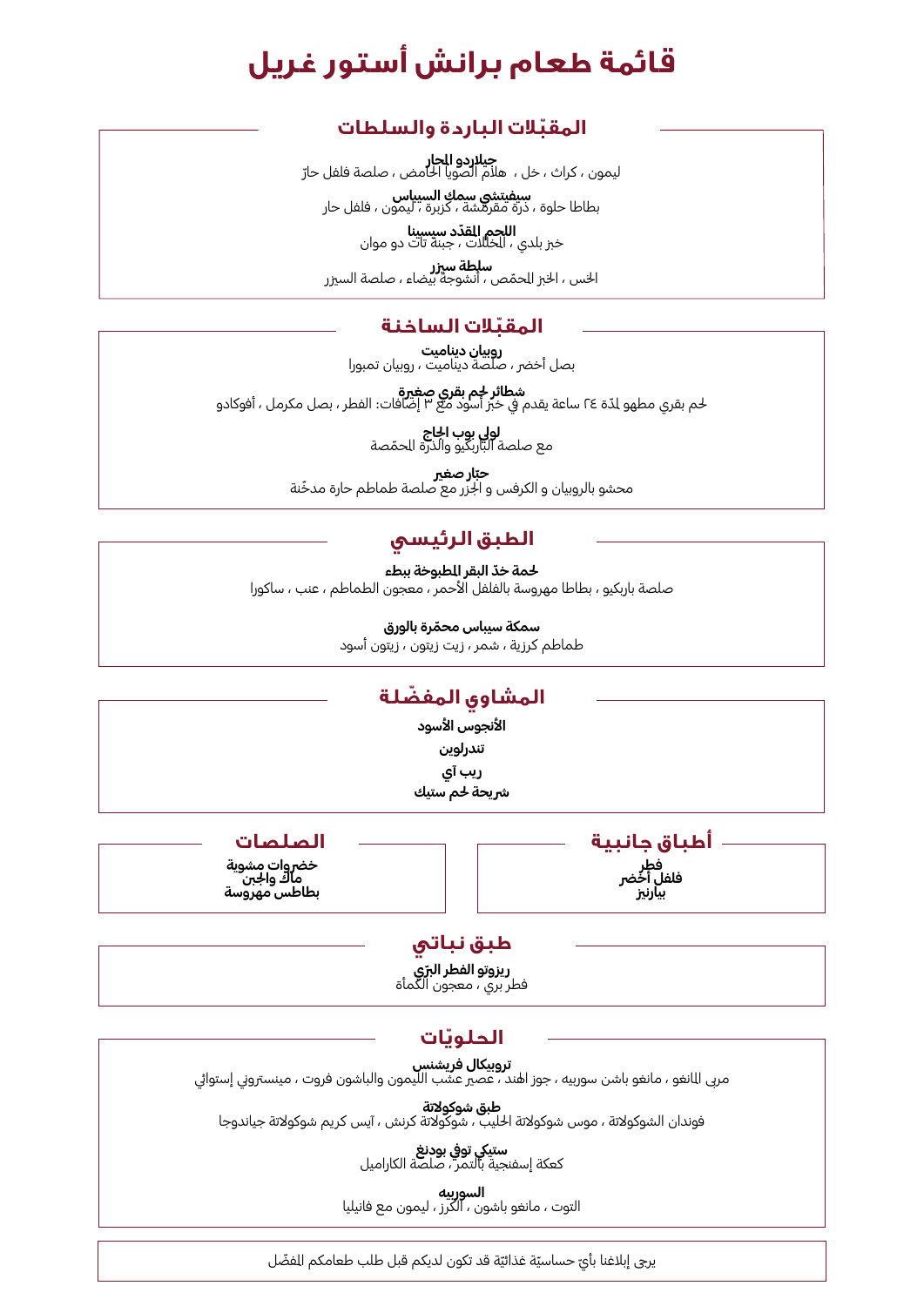# قائمة طعام برانش أستور غريل

## المقبّلات الباردة والسلطات

**جيلاردو المحار**
ليمون ، كراث ، خل ، هلام الصويا الحامض ، صلصة فلفل حارّ

**سيفيتشي سمك السيباس**
بطاطا حلوة ، ذرة مقرمشة ، كزبرة ، ليمون ، فلفل حار

**اللحم المقدّد سيسينا**
خبز بلدي ، المخلّلات ، جبنة تات دو موان

**سلطة سيزر**
الخس ، الخبز المحمّص ، أنشوجة بيضاء ، صلصة السيزر

## المقبّلات الساخنة

**روبيان ديناميت**
بصل أخضر ، صلصة ديناميت ، روبيان تمبورا

**شطائر لحم بقري صغيرة**
لحم بقري مطهو لمدّة ٢٤ ساعة يقدم في خبز أسود مع ٣ إضافات: الفطر ، بصل مكرمل ، أفوكادو

**لولي بوب الدجاج**
مع صلصة الباربكيو والذرة المحمّصة

**حبّار صغير**
محشو بالروبيان و الكرفس و الجزر مع صلصة طماطم حارة مدخّنة

## الطبق الرئيسي

**لحمة ذخ البقر المطبوخة ببطء**
صلصة باربكيو ، بطاطا مهروسة بالفلفل الأحمر ، معجون الطماطم ، عنب ، ساكورا

**سمكة سيباس محمّرة بالورق**
طماطم كرزية ، شمر ، زيت زيتون ، زيتون أسود

## المشاوي المفضّلة

**الأنجوس الأسود**
**تندرلوين**
**ريب آي**
**شريحة لحم ستيك**

## أطباق جانبية

**فطر**
**فلفل أخضر**
**بيارنيز**

## الصلصات

**خضروات مشوية**
**ماك والجبن**
**بطاطس مهروسة**

## طبق نباتي

**ريزوتو الفطر البرّي**
فطر بري ، معجون الكمأة

## الحلويّات

**تروبيكال فريشنس**
مربى المانغو ، مانغو باشن سوربيه ، جوز الهند ، عصير عشب الليمون والباشون فروت ، مينستروني إستوائي

**طبق شوكولاتة**
فوندان الشوكولاتة ، موس شوكولاتة الحليب ، شوكولاتة كرنش ، آيس كريم شوكولاتة جياندوجا

**ستيكي توفي بودنغ**
كعكة إسفنجية بالتمر، صلصة الكاراميل

**السوربيه**
التوت ، مانغو باشون ، الكرز ، ليمون مع فانيليا

يرجى إبلاغنا بأيّ حساسيّة غذائيّة قد تكون لديكم قبل طلب طعامكم المفضّل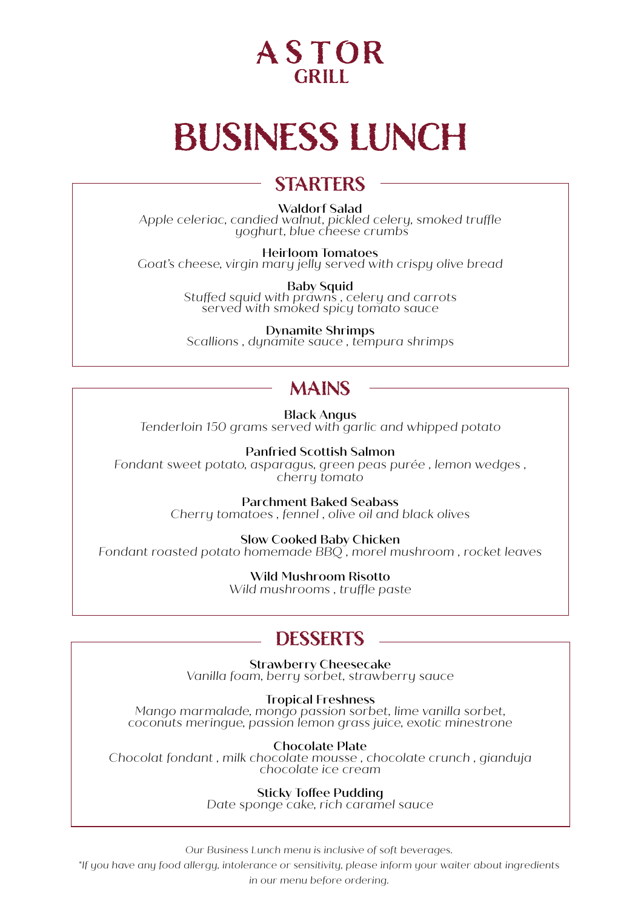# ASTOR
GRILL

# BUSINESS LUNCH

## STARTERS

**Waldorf Salad**
*Apple celeriac, candied walnut, pickled celery, smoked truffle yoghurt, blue cheese crumbs*

**Heirloom Tomatoes**
*Goat's cheese, virgin mary jelly served with crispy olive bread*

**Baby Squid**
*Stuffed squid with prawns , celery and carrots served with smoked spicy tomato sauce*

**Dynamite Shrimps**
*Scallions , dynamite sauce , tempura shrimps*

## MAINS

**Black Angus**
*Tenderloin 150 grams served with garlic and whipped potato*

**Panfried Scottish Salmon**
*Fondant sweet potato, asparagus, green peas purée , lemon wedges , cherry tomato*

**Parchment Baked Seabass**
*Cherry tomatoes , fennel , olive oil and black olives*

**Slow Cooked Baby Chicken**
*Fondant roasted potato homemade BBQ , morel mushroom , rocket leaves*

**Wild Mushroom Risotto**
*Wild mushrooms , truffle paste*

## DESSERTS

**Strawberry Cheesecake**
*Vanilla foam, berry sorbet, strawberry sauce*

**Tropical Freshness**
*Mango marmalade, mongo passion sorbet, lime vanilla sorbet, coconuts meringue, passion lemon grass juice, exotic minestrone*

**Chocolate Plate**
*Chocolat fondant , milk chocolate mousse , chocolate crunch , gianduja chocolate ice cream*

**Sticky Toffee Pudding**
*Date sponge cake, rich caramel sauce*

*Our Business Lunch menu is inclusive of soft beverages.*

**If you have any food allergy, intolerance or sensitivity, please inform your waiter about ingredients in our menu before ordering.*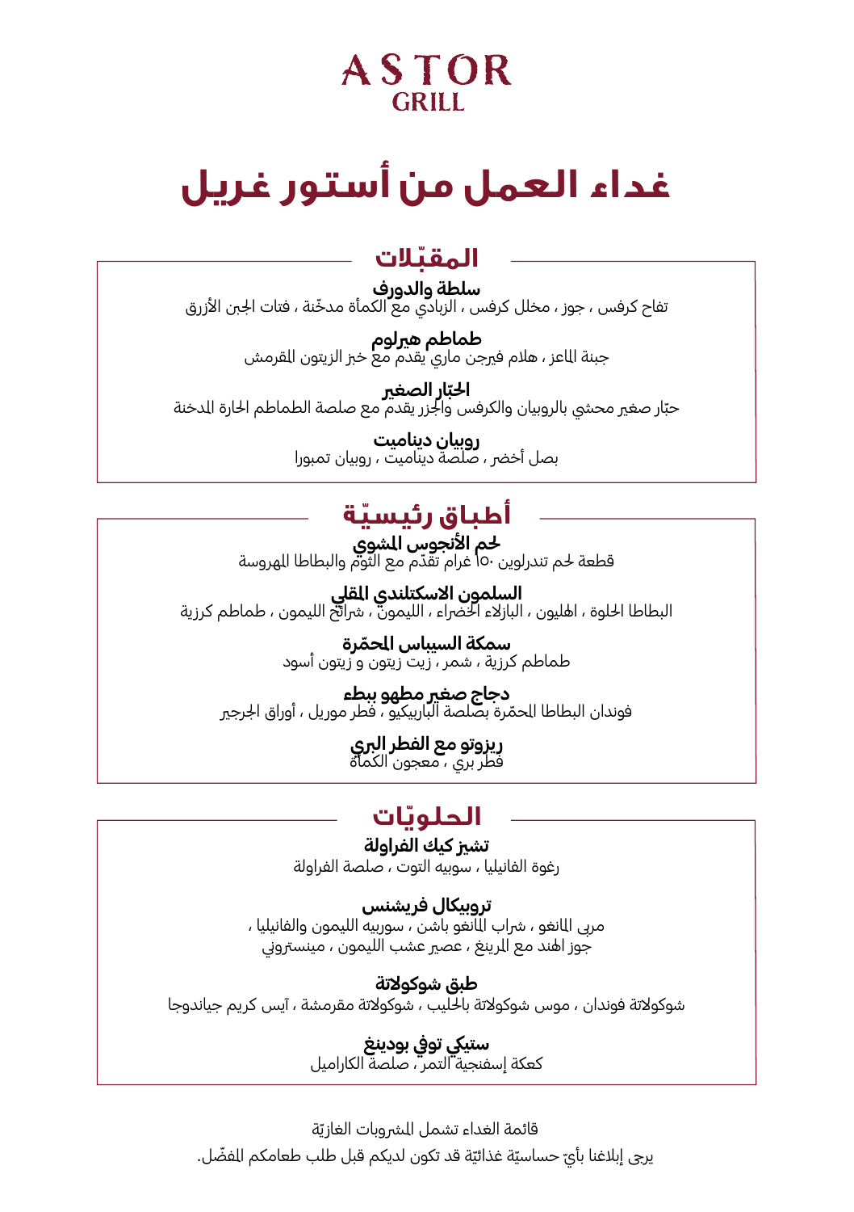# ASTOR
## GRILL

# غداء العمل من أستور غريل

## المقبّلات

**سلطة والدورف**
تفاح كرفس ، جوز ، مخلل كرفس ، الزبادي مع الكمأة مدخّنة ، فتات الجبن الأزرق

**طماطم هيرلوم**
جبنة الماعز ، هلام فيرجن ماري يقدم مع خبز الزيتون المقرمش

**الحبّار الصغير**
حبّار صغير محشي بالروبيان والكرفس والجزر يقدم مع صلصة الطماطم الحارة المدخنة

**روبيان ديناميت**
بصل أخضر ، صلصة ديناميت ، روبيان تمبورا

## أطباق رئيسيّة

**لحم الأنجوس المشوي**
قطعة لحم تندرلوين ١٥٠ غرام تقدّم مع الثوم والبطاطا المهروسة

**السلمون الاسكتلندي المقلي**
البطاطا الحلوة ، الهليون ، البازلاء الخضراء ، الليمون ، شرائح الليمون ، طماطم كرزية

**سمكة السيباس المحمّرة**
طماطم كرزية ، شمر ، زيت زيتون و زيتون أسود

**دجاج صغير مطهو ببطء**
فوندان البطاطا المحمّرة بصلصة الباربيكيو ، فطر موريل ، أوراق الجرجير

**ريزوتو مع الفطر البري**
فطر بري ، معجون الكمأة

## الحلويّات

**تشيز كيك الفراولة**
رغوة الفانيليا ، سوبيه التوت ، صلصة الفراولة

**تروبيكال فريشنس**
مربى المانغو ، شراب المانغو باشن ، سوربيه الليمون والفانيليا ،
جوز الهند مع المرينغ ، عصير عشب الليمون ، مينسترونى

**طبق شوكولاتة**
شوكولاتة فوندان ، موس شوكولاتة بالحليب ، شوكولاتة مقرمشة ، آيس كريم جياندوجا

**ستيكي توفي بودينغ**
كعكة إسفنجية التمر ، صلصة الكاراميل

قائمة الغداء تشمل المشروبات الغازيّة

يرجى إبلاغنا بأيّ حساسيّة غذائيّة قد تكون لديكم قبل طلب طعامكم المفضّل.